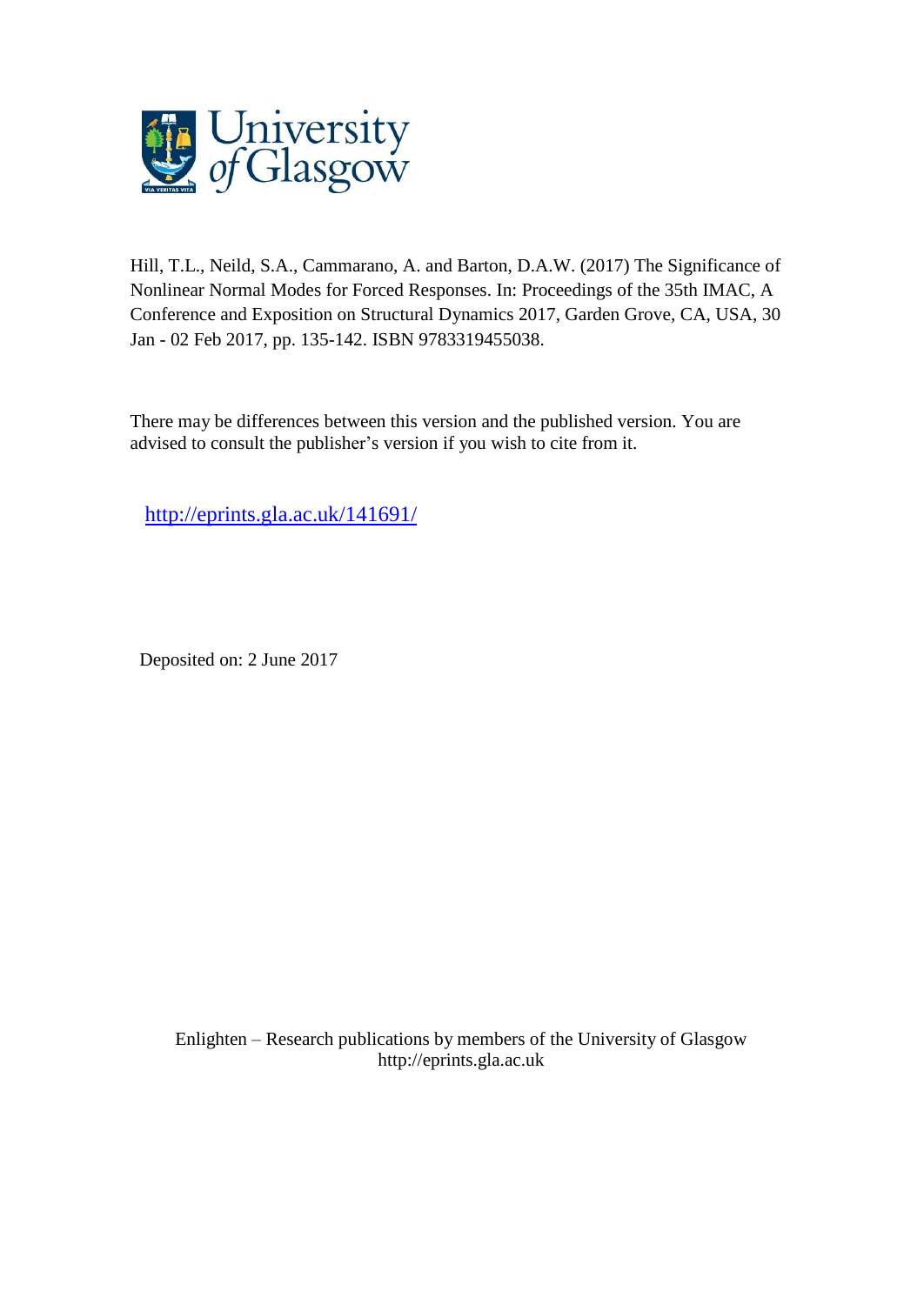Hill, T.L., Neild, S.A., Cammarano, A. and Barton, D.A.W. (2017) The Significance of Nonlinear Normal Modes for Forced Responses. In: Proceedings of the 35th IMAC, A Conference and Exposition on Structural Dynamics 2017, Garden Grove, CA, USA, 30 Jan - 02 Feb 2017, pp. 135-142. ISBN 9783319455038.

There may be differences between this version and the published version. You are advised to consult the publisher's version if you wish to cite from it.

http://eprints.gla.ac.uk/141691/

Deposited on: 2 June 2017

Enlighten – Research publications by members of the University of Glasgow
http://eprints.gla.ac.uk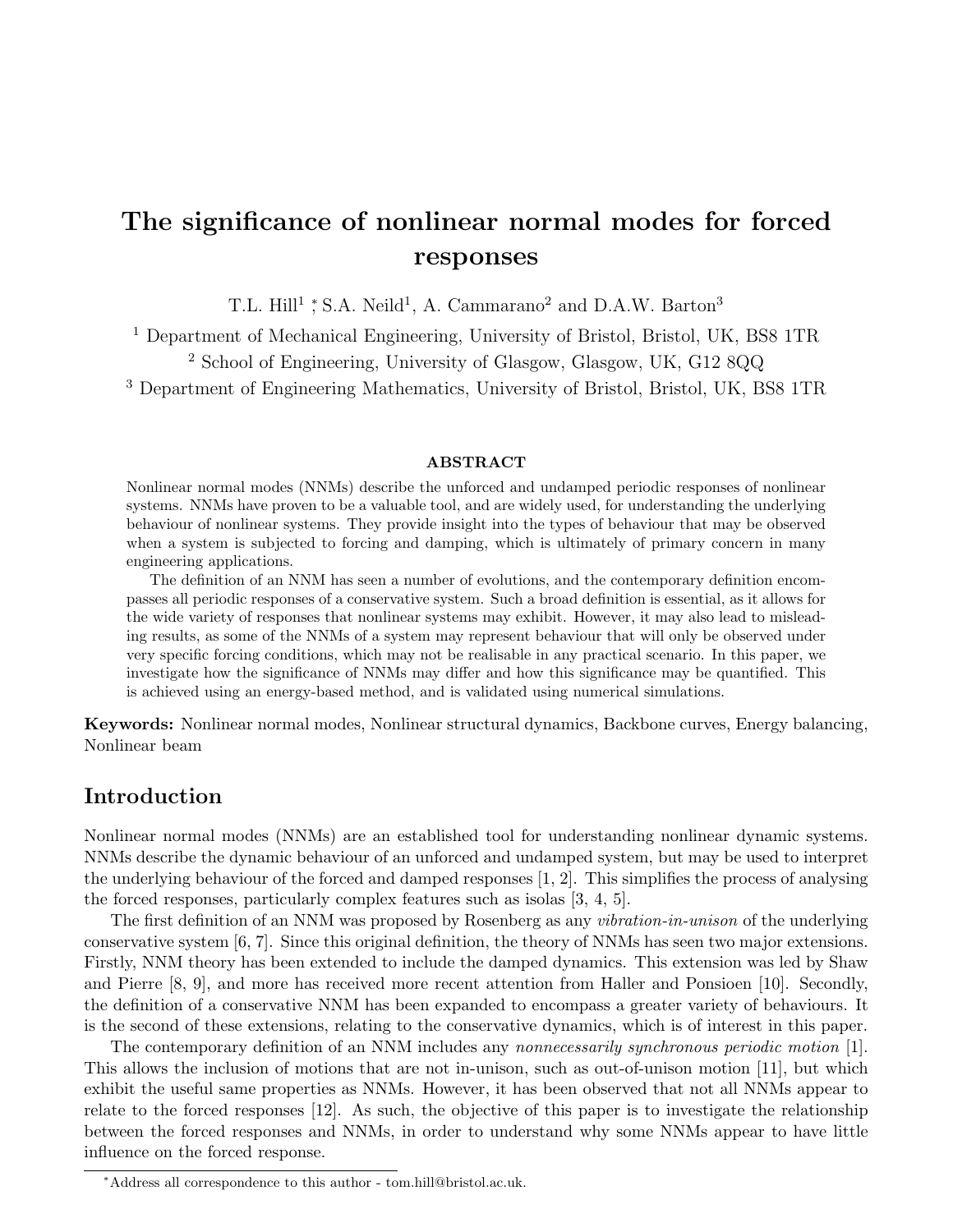# The significance of nonlinear normal modes for forced responses

T.L. Hill[1] [*], S.A. Neild[1], A. Cammarano[2] and D.A.W. Barton[3]

[1] Department of Mechanical Engineering, University of Bristol, Bristol, UK, BS8 1TR

[2] School of Engineering, University of Glasgow, Glasgow, UK, G12 8QQ

[3] Department of Engineering Mathematics, University of Bristol, Bristol, UK, BS8 1TR

### ABSTRACT

Nonlinear normal modes (NNMs) describe the unforced and undamped periodic responses of nonlinear systems. NNMs have proven to be a valuable tool, and are widely used, for understanding the underlying behaviour of nonlinear systems. They provide insight into the types of behaviour that may be observed when a system is subjected to forcing and damping, which is ultimately of primary concern in many engineering applications.

The definition of an NNM has seen a number of evolutions, and the contemporary definition encompasses all periodic responses of a conservative system. Such a broad definition is essential, as it allows for the wide variety of responses that nonlinear systems may exhibit. However, it may also lead to misleading results, as some of the NNMs of a system may represent behaviour that will only be observed under very specific forcing conditions, which may not be realisable in any practical scenario. In this paper, we investigate how the significance of NNMs may differ and how this significance may be quantified. This is achieved using an energy-based method, and is validated using numerical simulations.

**Keywords:** Nonlinear normal modes, Nonlinear structural dynamics, Backbone curves, Energy balancing, Nonlinear beam

## Introduction

Nonlinear normal modes (NNMs) are an established tool for understanding nonlinear dynamic systems. NNMs describe the dynamic behaviour of an unforced and undamped system, but may be used to interpret the underlying behaviour of the forced and damped responses [1, 2]. This simplifies the process of analysing the forced responses, particularly complex features such as isolas [3, 4, 5].

The first definition of an NNM was proposed by Rosenberg as any *vibration-in-unison* of the underlying conservative system [6, 7]. Since this original definition, the theory of NNMs has seen two major extensions. Firstly, NNM theory has been extended to include the damped dynamics. This extension was led by Shaw and Pierre [8, 9], and more has received more recent attention from Haller and Ponsioen [10]. Secondly, the definition of a conservative NNM has been expanded to encompass a greater variety of behaviours. It is the second of these extensions, relating to the conservative dynamics, which is of interest in this paper.

The contemporary definition of an NNM includes any *nonnecessarily synchronous periodic motion* [1]. This allows the inclusion of motions that are not in-unison, such as out-of-unison motion [11], but which exhibit the useful same properties as NNMs. However, it has been observed that not all NNMs appear to relate to the forced responses [12]. As such, the objective of this paper is to investigate the relationship between the forced responses and NNMs, in order to understand why some NNMs appear to have little influence on the forced response.

[*] Address all correspondence to this author - tom.hill@bristol.ac.uk.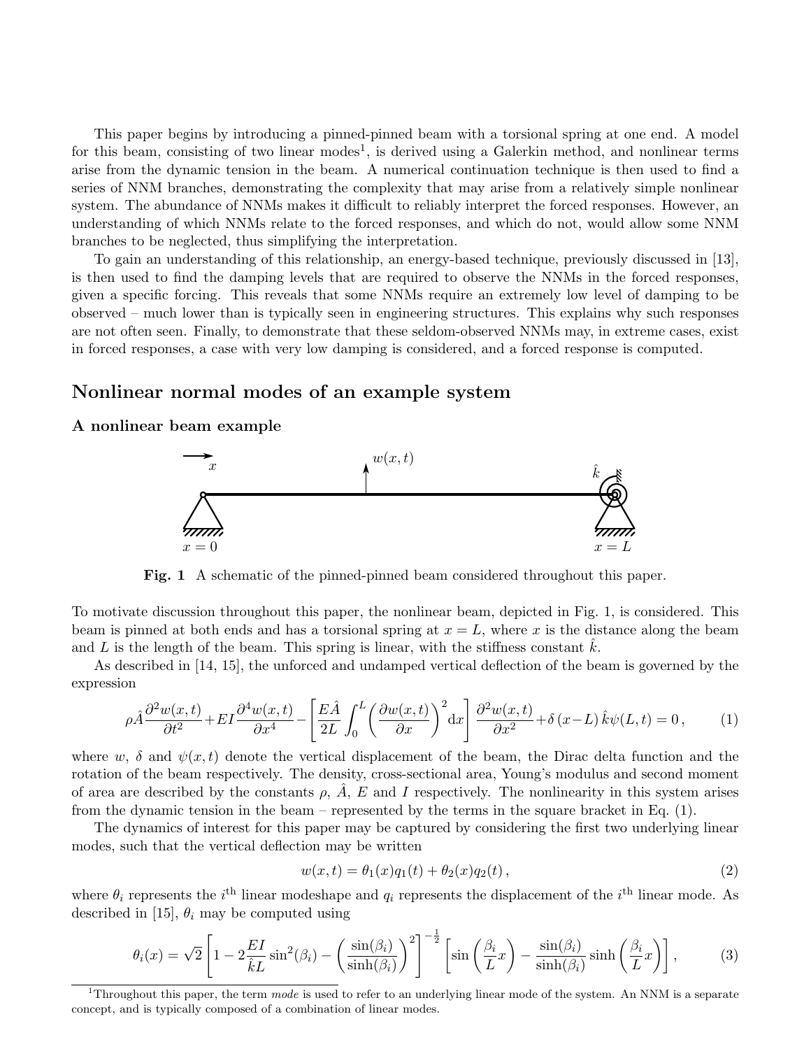This paper begins by introducing a pinned-pinned beam with a torsional spring at one end. A model for this beam, consisting of two linear modes[1], is derived using a Galerkin method, and nonlinear terms arise from the dynamic tension in the beam. A numerical continuation technique is then used to find a series of NNM branches, demonstrating the complexity that may arise from a relatively simple nonlinear system. The abundance of NNMs makes it difficult to reliably interpret the forced responses. However, an understanding of which NNMs relate to the forced responses, and which do not, would allow some NNM branches to be neglected, thus simplifying the interpretation.

To gain an understanding of this relationship, an energy-based technique, previously discussed in [13], is then used to find the damping levels that are required to observe the NNMs in the forced responses, given a specific forcing. This reveals that some NNMs require an extremely low level of damping to be observed – much lower than is typically seen in engineering structures. This explains why such responses are not often seen. Finally, to demonstrate that these seldom-observed NNMs may, in extreme cases, exist in forced responses, a case with very low damping is considered, and a forced response is computed.

## Nonlinear normal modes of an example system

### A nonlinear beam example

**Fig. 1** A schematic of the pinned-pinned beam considered throughout this paper.

To motivate discussion throughout this paper, the nonlinear beam, depicted in Fig. 1, is considered. This beam is pinned at both ends and has a torsional spring at $x = L$, where $x$ is the distance along the beam and $L$ is the length of the beam. This spring is linear, with the stiffness constant $\hat{k}$.

As described in [14, 15], the unforced and undamped vertical deflection of the beam is governed by the expression

$$\rho\hat{A}\frac{\partial^2 w(x,t)}{\partial t^2}+EI\frac{\partial^4 w(x,t)}{\partial x^4}-\left[\frac{E\hat{A}}{2L}\int_0^L\left(\frac{\partial w(x,t)}{\partial x}\right)^2\mathrm{d}x\right]\frac{\partial^2 w(x,t)}{\partial x^2}+\delta\left(x-L\right)\hat{k}\psi(L,t)=0\,, \tag{1}$$

where $w$, $\delta$ and $\psi(x,t)$ denote the vertical displacement of the beam, the Dirac delta function and the rotation of the beam respectively. The density, cross-sectional area, Young's modulus and second moment of area are described by the constants $\rho$, $\hat{A}$, $E$ and $I$ respectively. The nonlinearity in this system arises from the dynamic tension in the beam – represented by the terms in the square bracket in Eq. (1).

The dynamics of interest for this paper may be captured by considering the first two underlying linear modes, such that the vertical deflection may be written

$$w(x,t)=\theta_1(x)q_1(t)+\theta_2(x)q_2(t)\,, \tag{2}$$

where $\theta_i$ represents the $i^{\text{th}}$ linear modeshape and $q_i$ represents the displacement of the $i^{\text{th}}$ linear mode. As described in [15], $\theta_i$ may be computed using

$$\theta_i(x)=\sqrt{2}\left[1-2\frac{EI}{\hat{k}L}\sin^2(\beta_i)-\left(\frac{\sin(\beta_i)}{\sinh(\beta_i)}\right)^2\right]^{-\frac{1}{2}}\left[\sin\left(\frac{\beta_i}{L}x\right)-\frac{\sin(\beta_i)}{\sinh(\beta_i)}\sinh\left(\frac{\beta_i}{L}x\right)\right], \tag{3}$$

[1] Throughout this paper, the term *mode* is used to refer to an underlying linear mode of the system. An NNM is a separate concept, and is typically composed of a combination of linear modes.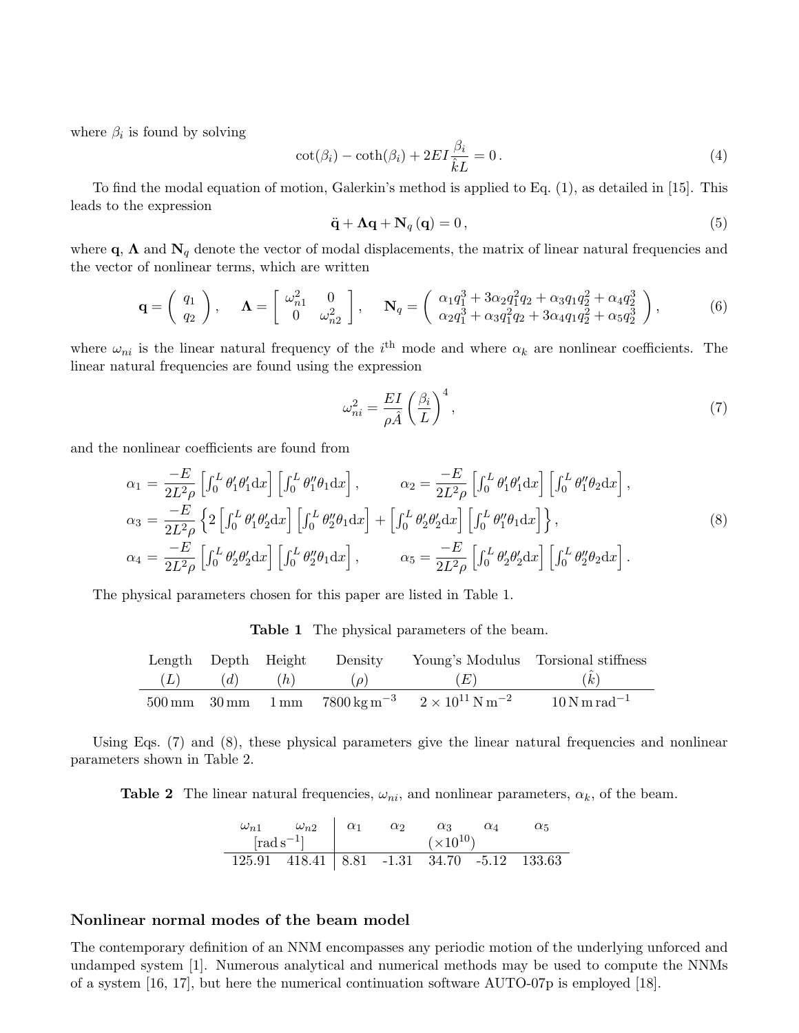where $\beta_i$ is found by solving

$$\cot(\beta_i) - \coth(\beta_i) + 2EI\frac{\beta_i}{\hat{k}L} = 0\,. \tag{4}$$

To find the modal equation of motion, Galerkin's method is applied to Eq. (1), as detailed in [15]. This leads to the expression

$$\ddot{\mathbf{q}} + \mathbf{\Lambda}\mathbf{q} + \mathbf{N}_q\left(\mathbf{q}\right) = 0\,, \tag{5}$$

where $\mathbf{q}$, $\mathbf{\Lambda}$ and $\mathbf{N}_q$ denote the vector of modal displacements, the matrix of linear natural frequencies and the vector of nonlinear terms, which are written

$$\mathbf{q} = \begin{pmatrix} q_1 \\ q_2 \end{pmatrix}, \quad \mathbf{\Lambda} = \begin{bmatrix} \omega_{n1}^2 & 0 \\ 0 & \omega_{n2}^2 \end{bmatrix}, \quad \mathbf{N}_q = \begin{pmatrix} \alpha_1 q_1^3 + 3\alpha_2 q_1^2 q_2 + \alpha_3 q_1 q_2^2 + \alpha_4 q_2^3 \\ \alpha_2 q_1^3 + \alpha_3 q_1^2 q_2 + 3\alpha_4 q_1 q_2^2 + \alpha_5 q_2^3 \end{pmatrix}, \tag{6}$$

where $\omega_{ni}$ is the linear natural frequency of the $i^{\text{th}}$ mode and where $\alpha_k$ are nonlinear coefficients. The linear natural frequencies are found using the expression

$$\omega_{ni}^2 = \frac{EI}{\rho\hat{A}}\left(\frac{\beta_i}{L}\right)^4, \tag{7}$$

and the nonlinear coefficients are found from

$$\begin{aligned}
\alpha_1 &= \frac{-E}{2L^2\rho}\left[\int_0^L \theta_1'\theta_1'\mathrm{d}x\right]\left[\int_0^L \theta_1''\theta_1\mathrm{d}x\right], \qquad \alpha_2 = \frac{-E}{2L^2\rho}\left[\int_0^L \theta_1'\theta_1'\mathrm{d}x\right]\left[\int_0^L \theta_1''\theta_2\mathrm{d}x\right], \\
\alpha_3 &= \frac{-E}{2L^2\rho}\left\{2\left[\int_0^L \theta_1'\theta_2'\mathrm{d}x\right]\left[\int_0^L \theta_2''\theta_1\mathrm{d}x\right] + \left[\int_0^L \theta_2'\theta_2'\mathrm{d}x\right]\left[\int_0^L \theta_1''\theta_1\mathrm{d}x\right]\right\}, \\
\alpha_4 &= \frac{-E}{2L^2\rho}\left[\int_0^L \theta_2'\theta_2'\mathrm{d}x\right]\left[\int_0^L \theta_2''\theta_1\mathrm{d}x\right], \qquad \alpha_5 = \frac{-E}{2L^2\rho}\left[\int_0^L \theta_2'\theta_2'\mathrm{d}x\right]\left[\int_0^L \theta_2''\theta_2\mathrm{d}x\right].
\end{aligned} \tag{8}$$

The physical parameters chosen for this paper are listed in Table 1.

**Table 1** The physical parameters of the beam.

| Length ($L$) | Depth ($d$) | Height ($h$) | Density ($\rho$) | Young's Modulus ($E$) | Torsional stiffness ($\hat{k}$) |
|---|---|---|---|---|---|
| 500 mm | 30 mm | 1 mm | 7800 kg m$^{-3}$ | $2 \times 10^{11}$ N m$^{-2}$ | 10 N m rad$^{-1}$ |

Using Eqs. (7) and (8), these physical parameters give the linear natural frequencies and nonlinear parameters shown in Table 2.

**Table 2** The linear natural frequencies, $\omega_{ni}$, and nonlinear parameters, $\alpha_k$, of the beam.

| $\omega_{n1}$ | $\omega_{n2}$ | $\alpha_1$ | $\alpha_2$ | $\alpha_3$ | $\alpha_4$ | $\alpha_5$ |
|---|---|---|---|---|---|---|
| [rad s$^{-1}$] | | ($\times 10^{10}$) | | | | |
| 125.91 | 418.41 | 8.81 | -1.31 | 34.70 | -5.12 | 133.63 |

## Nonlinear normal modes of the beam model

The contemporary definition of an NNM encompasses any periodic motion of the underlying unforced and undamped system [1]. Numerous analytical and numerical methods may be used to compute the NNMs of a system [16, 17], but here the numerical continuation software AUTO-07p is employed [18].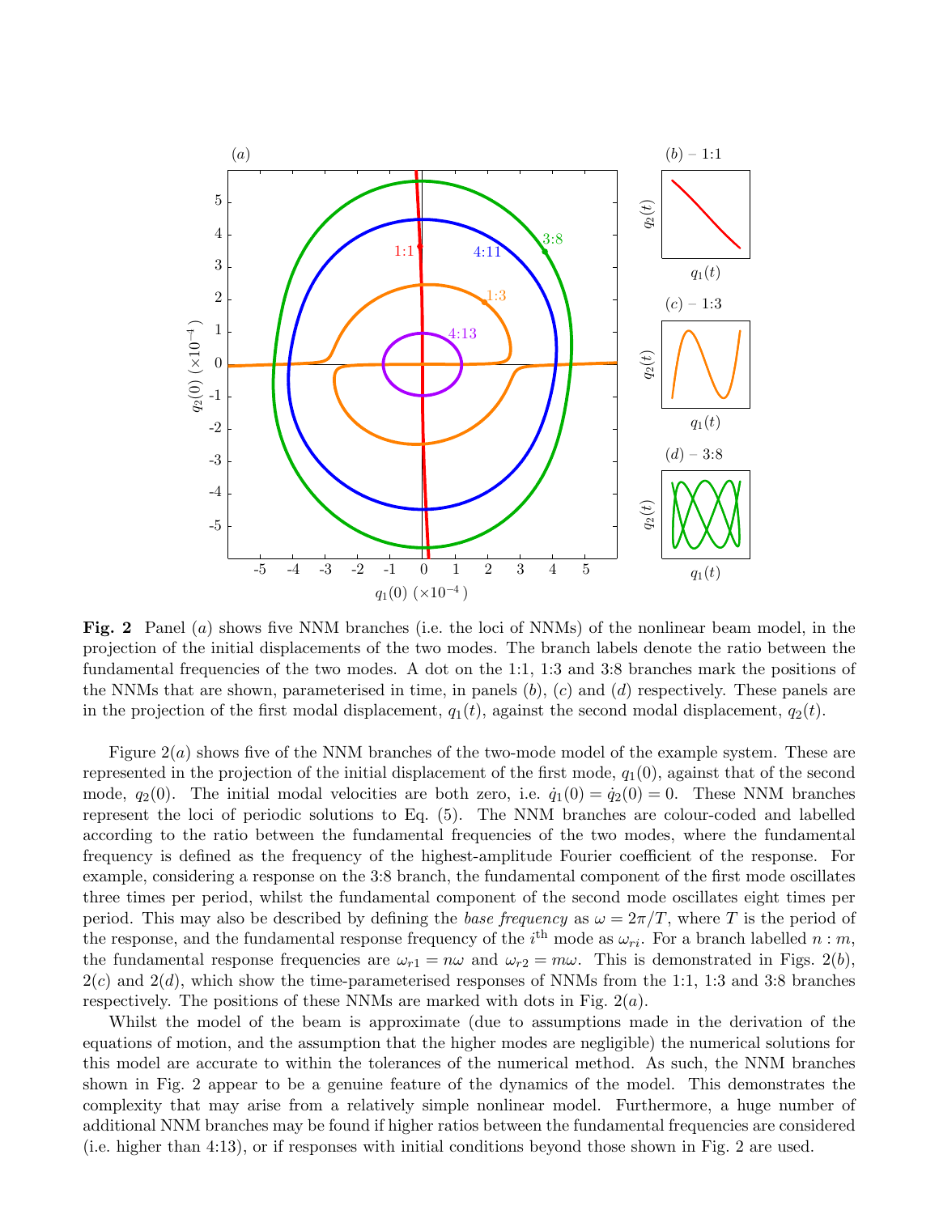**Fig. 2** Panel $(a)$ shows five NNM branches (i.e. the loci of NNMs) of the nonlinear beam model, in the projection of the initial displacements of the two modes. The branch labels denote the ratio between the fundamental frequencies of the two modes. A dot on the 1:1, 1:3 and 3:8 branches mark the positions of the NNMs that are shown, parameterised in time, in panels $(b)$, $(c)$ and $(d)$ respectively. These panels are in the projection of the first modal displacement, $q_1(t)$, against the second modal displacement, $q_2(t)$.

Figure 2$(a)$ shows five of the NNM branches of the two-mode model of the example system. These are represented in the projection of the initial displacement of the first mode, $q_1(0)$, against that of the second mode, $q_2(0)$. The initial modal velocities are both zero, i.e. $\dot{q}_1(0) = \dot{q}_2(0) = 0$. These NNM branches represent the loci of periodic solutions to Eq. (5). The NNM branches are colour-coded and labelled according to the ratio between the fundamental frequencies of the two modes, where the fundamental frequency is defined as the frequency of the highest-amplitude Fourier coefficient of the response. For example, considering a response on the 3:8 branch, the fundamental component of the first mode oscillates three times per period, whilst the fundamental component of the second mode oscillates eight times per period. This may also be described by defining the *base frequency* as $\omega = 2\pi/T$, where $T$ is the period of the response, and the fundamental response frequency of the $i^{\text{th}}$ mode as $\omega_{ri}$. For a branch labelled $n : m$, the fundamental response frequencies are $\omega_{r1} = n\omega$ and $\omega_{r2} = m\omega$. This is demonstrated in Figs. 2$(b)$, 2$(c)$ and 2$(d)$, which show the time-parameterised responses of NNMs from the 1:1, 1:3 and 3:8 branches respectively. The positions of these NNMs are marked with dots in Fig. 2$(a)$.

Whilst the model of the beam is approximate (due to assumptions made in the derivation of the equations of motion, and the assumption that the higher modes are negligible) the numerical solutions for this model are accurate to within the tolerances of the numerical method. As such, the NNM branches shown in Fig. 2 appear to be a genuine feature of the dynamics of the model. This demonstrates the complexity that may arise from a relatively simple nonlinear model. Furthermore, a huge number of additional NNM branches may be found if higher ratios between the fundamental frequencies are considered (i.e. higher than 4:13), or if responses with initial conditions beyond those shown in Fig. 2 are used.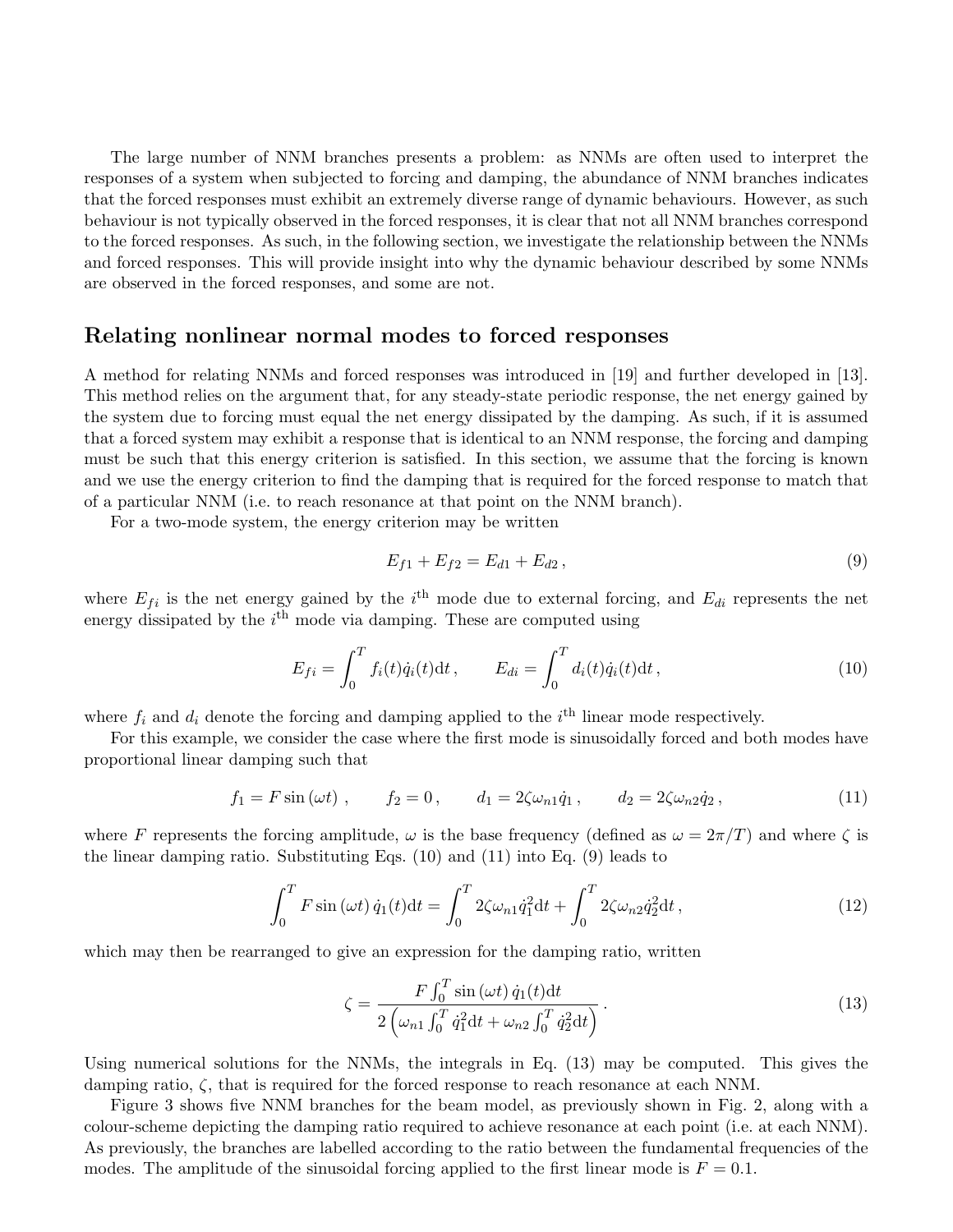The large number of NNM branches presents a problem: as NNMs are often used to interpret the responses of a system when subjected to forcing and damping, the abundance of NNM branches indicates that the forced responses must exhibit an extremely diverse range of dynamic behaviours. However, as such behaviour is not typically observed in the forced responses, it is clear that not all NNM branches correspond to the forced responses. As such, in the following section, we investigate the relationship between the NNMs and forced responses. This will provide insight into why the dynamic behaviour described by some NNMs are observed in the forced responses, and some are not.

## Relating nonlinear normal modes to forced responses

A method for relating NNMs and forced responses was introduced in [19] and further developed in [13]. This method relies on the argument that, for any steady-state periodic response, the net energy gained by the system due to forcing must equal the net energy dissipated by the damping. As such, if it is assumed that a forced system may exhibit a response that is identical to an NNM response, the forcing and damping must be such that this energy criterion is satisfied. In this section, we assume that the forcing is known and we use the energy criterion to find the damping that is required for the forced response to match that of a particular NNM (i.e. to reach resonance at that point on the NNM branch).

For a two-mode system, the energy criterion may be written

$$E_{f1} + E_{f2} = E_{d1} + E_{d2} \,, \tag{9}$$

where $E_{fi}$ is the net energy gained by the $i^{\text{th}}$ mode due to external forcing, and $E_{di}$ represents the net energy dissipated by the $i^{\text{th}}$ mode via damping. These are computed using

$$E_{fi} = \int_0^T f_i(t)\dot{q}_i(t)\mathrm{d}t \,, \qquad E_{di} = \int_0^T d_i(t)\dot{q}_i(t)\mathrm{d}t \,, \tag{10}$$

where $f_i$ and $d_i$ denote the forcing and damping applied to the $i^{\text{th}}$ linear mode respectively.

For this example, we consider the case where the first mode is sinusoidally forced and both modes have proportional linear damping such that

$$f_1 = F\sin(\omega t) \,, \qquad f_2 = 0 \,, \qquad d_1 = 2\zeta\omega_{n1}\dot{q}_1 \,, \qquad d_2 = 2\zeta\omega_{n2}\dot{q}_2 \,, \tag{11}$$

where $F$ represents the forcing amplitude, $\omega$ is the base frequency (defined as $\omega = 2\pi/T$) and where $\zeta$ is the linear damping ratio. Substituting Eqs. (10) and (11) into Eq. (9) leads to

$$\int_0^T F\sin(\omega t)\,\dot{q}_1(t)\mathrm{d}t = \int_0^T 2\zeta\omega_{n1}\dot{q}_1^2\mathrm{d}t + \int_0^T 2\zeta\omega_{n2}\dot{q}_2^2\mathrm{d}t \,, \tag{12}$$

which may then be rearranged to give an expression for the damping ratio, written

$$\zeta = \frac{F\int_0^T \sin(\omega t)\,\dot{q}_1(t)\mathrm{d}t}{2\left(\omega_{n1}\int_0^T \dot{q}_1^2\mathrm{d}t + \omega_{n2}\int_0^T \dot{q}_2^2\mathrm{d}t\right)} \,. \tag{13}$$

Using numerical solutions for the NNMs, the integrals in Eq. (13) may be computed. This gives the damping ratio, $\zeta$, that is required for the forced response to reach resonance at each NNM.

Figure 3 shows five NNM branches for the beam model, as previously shown in Fig. 2, along with a colour-scheme depicting the damping ratio required to achieve resonance at each point (i.e. at each NNM). As previously, the branches are labelled according to the ratio between the fundamental frequencies of the modes. The amplitude of the sinusoidal forcing applied to the first linear mode is $F = 0.1$.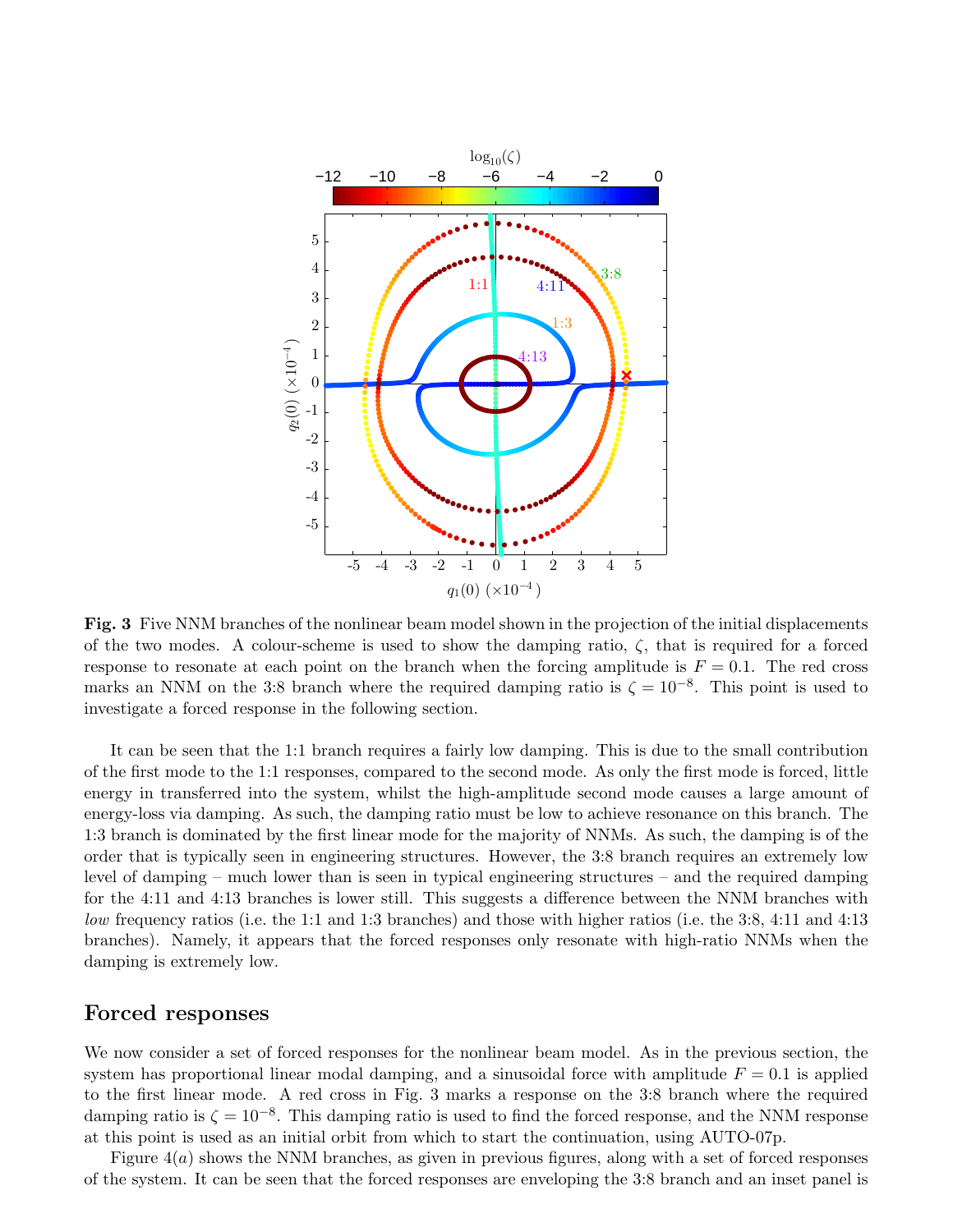**Fig. 3** Five NNM branches of the nonlinear beam model shown in the projection of the initial displacements of the two modes. A colour-scheme is used to show the damping ratio, $\zeta$, that is required for a forced response to resonate at each point on the branch when the forcing amplitude is $F = 0.1$. The red cross marks an NNM on the 3:8 branch where the required damping ratio is $\zeta = 10^{-8}$. This point is used to investigate a forced response in the following section.

It can be seen that the 1:1 branch requires a fairly low damping. This is due to the small contribution of the first mode to the 1:1 responses, compared to the second mode. As only the first mode is forced, little energy in transferred into the system, whilst the high-amplitude second mode causes a large amount of energy-loss via damping. As such, the damping ratio must be low to achieve resonance on this branch. The 1:3 branch is dominated by the first linear mode for the majority of NNMs. As such, the damping is of the order that is typically seen in engineering structures. However, the 3:8 branch requires an extremely low level of damping – much lower than is seen in typical engineering structures – and the required damping for the 4:11 and 4:13 branches is lower still. This suggests a difference between the NNM branches with *low* frequency ratios (i.e. the 1:1 and 1:3 branches) and those with higher ratios (i.e. the 3:8, 4:11 and 4:13 branches). Namely, it appears that the forced responses only resonate with high-ratio NNMs when the damping is extremely low.

## Forced responses

We now consider a set of forced responses for the nonlinear beam model. As in the previous section, the system has proportional linear modal damping, and a sinusoidal force with amplitude $F = 0.1$ is applied to the first linear mode. A red cross in Fig. 3 marks a response on the 3:8 branch where the required damping ratio is $\zeta = 10^{-8}$. This damping ratio is used to find the forced response, and the NNM response at this point is used as an initial orbit from which to start the continuation, using AUTO-07p.

Figure 4$(a)$ shows the NNM branches, as given in previous figures, along with a set of forced responses of the system. It can be seen that the forced responses are enveloping the 3:8 branch and an inset panel is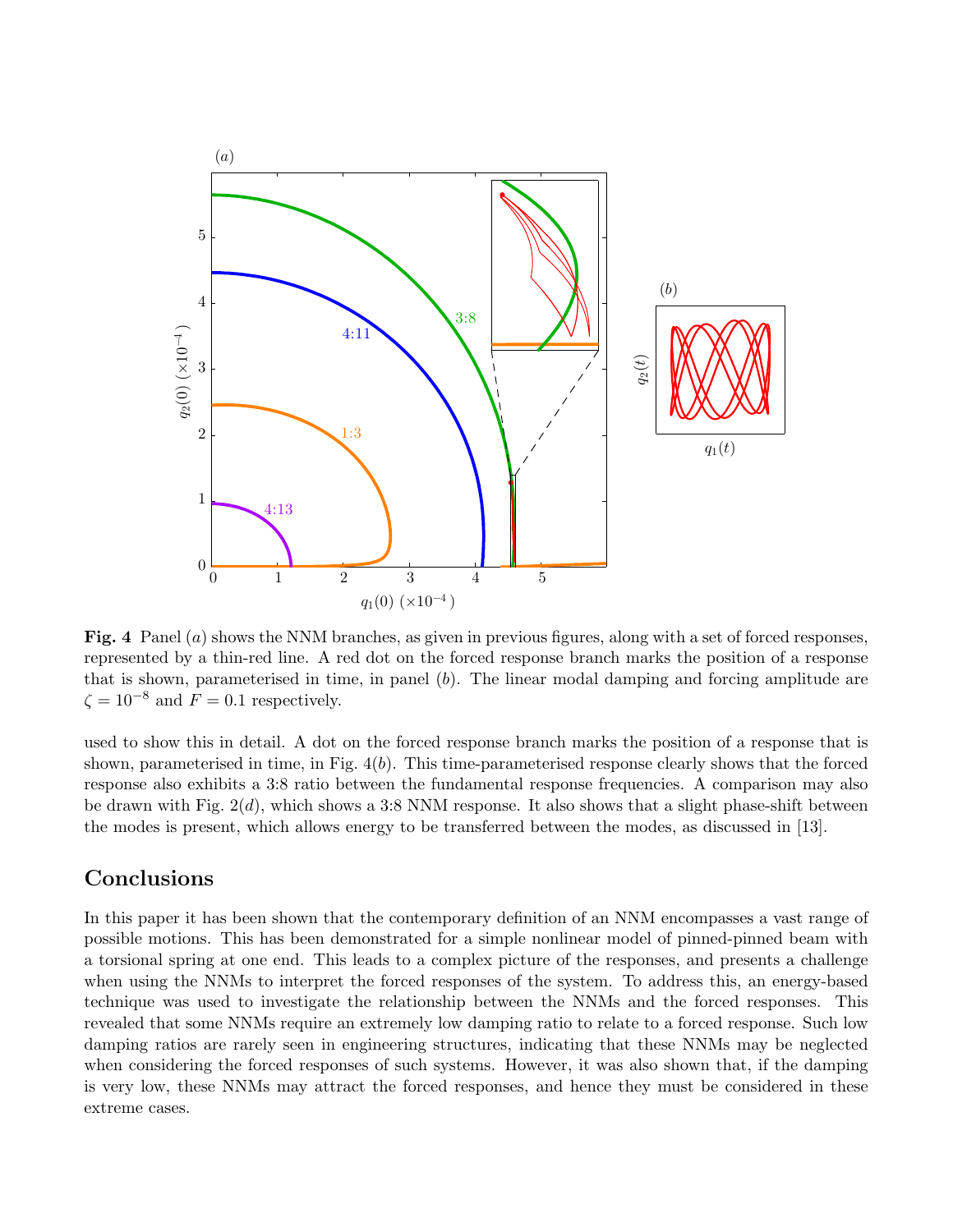**Fig. 4** Panel $(a)$ shows the NNM branches, as given in previous figures, along with a set of forced responses, represented by a thin-red line. A red dot on the forced response branch marks the position of a response that is shown, parameterised in time, in panel $(b)$. The linear modal damping and forcing amplitude are $\zeta = 10^{-8}$ and $F = 0.1$ respectively.

used to show this in detail. A dot on the forced response branch marks the position of a response that is shown, parameterised in time, in Fig. 4$(b)$. This time-parameterised response clearly shows that the forced response also exhibits a 3:8 ratio between the fundamental response frequencies. A comparison may also be drawn with Fig. 2$(d)$, which shows a 3:8 NNM response. It also shows that a slight phase-shift between the modes is present, which allows energy to be transferred between the modes, as discussed in [13].

## Conclusions

In this paper it has been shown that the contemporary definition of an NNM encompasses a vast range of possible motions. This has been demonstrated for a simple nonlinear model of pinned-pinned beam with a torsional spring at one end. This leads to a complex picture of the responses, and presents a challenge when using the NNMs to interpret the forced responses of the system. To address this, an energy-based technique was used to investigate the relationship between the NNMs and the forced responses. This revealed that some NNMs require an extremely low damping ratio to relate to a forced response. Such low damping ratios are rarely seen in engineering structures, indicating that these NNMs may be neglected when considering the forced responses of such systems. However, it was also shown that, if the damping is very low, these NNMs may attract the forced responses, and hence they must be considered in these extreme cases.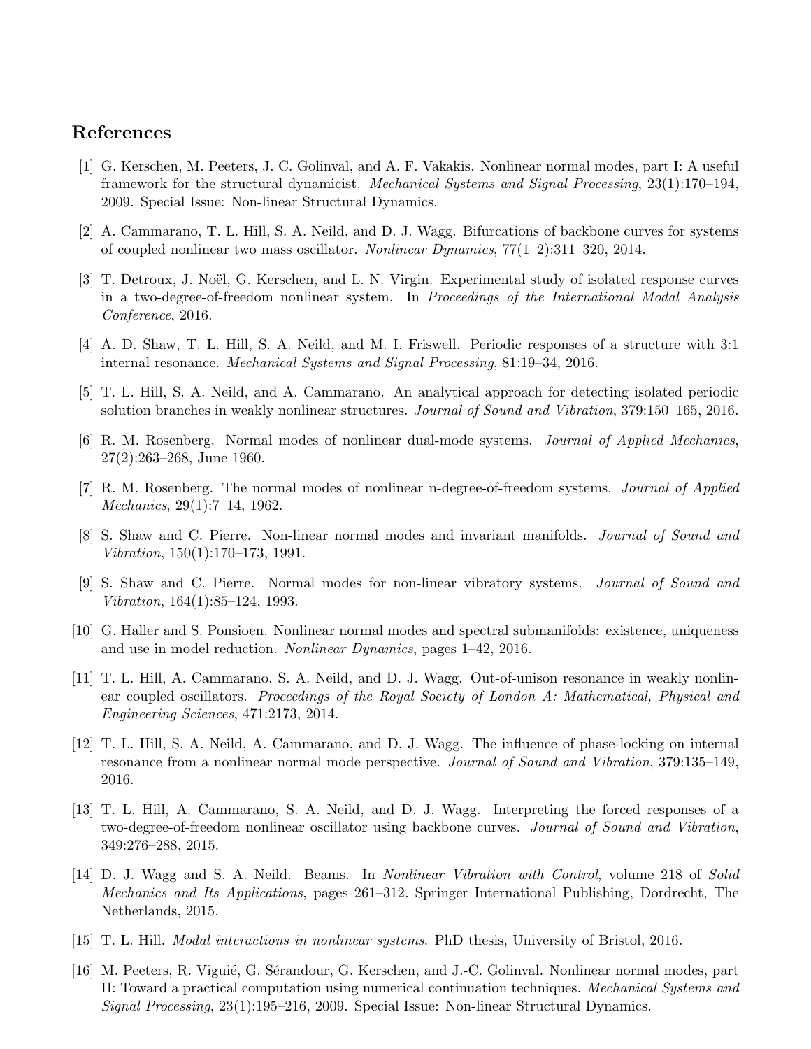## References

[1] G. Kerschen, M. Peeters, J. C. Golinval, and A. F. Vakakis. Nonlinear normal modes, part I: A useful framework for the structural dynamicist. *Mechanical Systems and Signal Processing*, 23(1):170–194, 2009. Special Issue: Non-linear Structural Dynamics.

[2] A. Cammarano, T. L. Hill, S. A. Neild, and D. J. Wagg. Bifurcations of backbone curves for systems of coupled nonlinear two mass oscillator. *Nonlinear Dynamics*, 77(1–2):311–320, 2014.

[3] T. Detroux, J. Noël, G. Kerschen, and L. N. Virgin. Experimental study of isolated response curves in a two-degree-of-freedom nonlinear system. In *Proceedings of the International Modal Analysis Conference*, 2016.

[4] A. D. Shaw, T. L. Hill, S. A. Neild, and M. I. Friswell. Periodic responses of a structure with 3:1 internal resonance. *Mechanical Systems and Signal Processing*, 81:19–34, 2016.

[5] T. L. Hill, S. A. Neild, and A. Cammarano. An analytical approach for detecting isolated periodic solution branches in weakly nonlinear structures. *Journal of Sound and Vibration*, 379:150–165, 2016.

[6] R. M. Rosenberg. Normal modes of nonlinear dual-mode systems. *Journal of Applied Mechanics*, 27(2):263–268, June 1960.

[7] R. M. Rosenberg. The normal modes of nonlinear n-degree-of-freedom systems. *Journal of Applied Mechanics*, 29(1):7–14, 1962.

[8] S. Shaw and C. Pierre. Non-linear normal modes and invariant manifolds. *Journal of Sound and Vibration*, 150(1):170–173, 1991.

[9] S. Shaw and C. Pierre. Normal modes for non-linear vibratory systems. *Journal of Sound and Vibration*, 164(1):85–124, 1993.

[10] G. Haller and S. Ponsioen. Nonlinear normal modes and spectral submanifolds: existence, uniqueness and use in model reduction. *Nonlinear Dynamics*, pages 1–42, 2016.

[11] T. L. Hill, A. Cammarano, S. A. Neild, and D. J. Wagg. Out-of-unison resonance in weakly nonlinear coupled oscillators. *Proceedings of the Royal Society of London A: Mathematical, Physical and Engineering Sciences*, 471:2173, 2014.

[12] T. L. Hill, S. A. Neild, A. Cammarano, and D. J. Wagg. The influence of phase-locking on internal resonance from a nonlinear normal mode perspective. *Journal of Sound and Vibration*, 379:135–149, 2016.

[13] T. L. Hill, A. Cammarano, S. A. Neild, and D. J. Wagg. Interpreting the forced responses of a two-degree-of-freedom nonlinear oscillator using backbone curves. *Journal of Sound and Vibration*, 349:276–288, 2015.

[14] D. J. Wagg and S. A. Neild. Beams. In *Nonlinear Vibration with Control*, volume 218 of *Solid Mechanics and Its Applications*, pages 261–312. Springer International Publishing, Dordrecht, The Netherlands, 2015.

[15] T. L. Hill. *Modal interactions in nonlinear systems*. PhD thesis, University of Bristol, 2016.

[16] M. Peeters, R. Viguié, G. Sérandour, G. Kerschen, and J.-C. Golinval. Nonlinear normal modes, part II: Toward a practical computation using numerical continuation techniques. *Mechanical Systems and Signal Processing*, 23(1):195–216, 2009. Special Issue: Non-linear Structural Dynamics.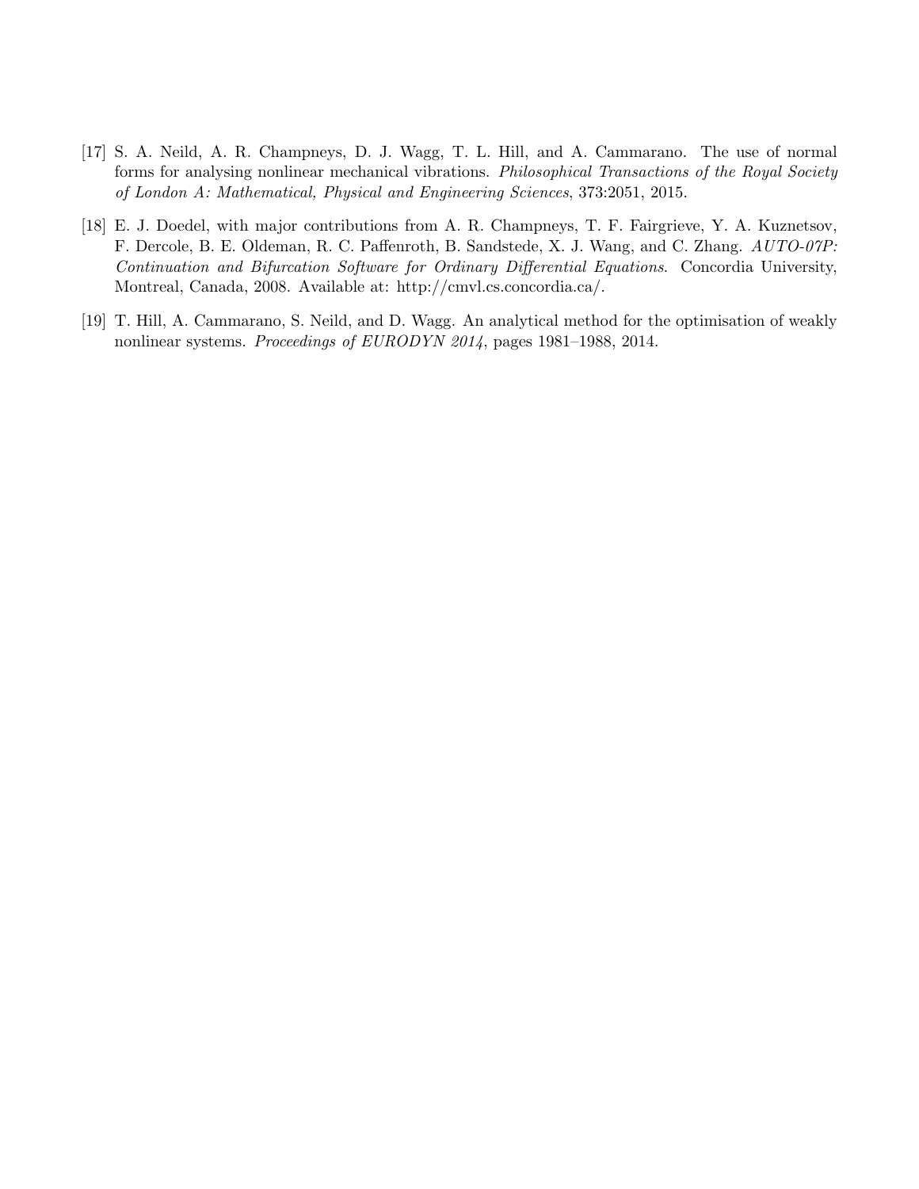[17] S. A. Neild, A. R. Champneys, D. J. Wagg, T. L. Hill, and A. Cammarano. The use of normal forms for analysing nonlinear mechanical vibrations. *Philosophical Transactions of the Royal Society of London A: Mathematical, Physical and Engineering Sciences*, 373:2051, 2015.

[18] E. J. Doedel, with major contributions from A. R. Champneys, T. F. Fairgrieve, Y. A. Kuznetsov, F. Dercole, B. E. Oldeman, R. C. Paffenroth, B. Sandstede, X. J. Wang, and C. Zhang. *AUTO-07P: Continuation and Bifurcation Software for Ordinary Differential Equations*. Concordia University, Montreal, Canada, 2008. Available at: http://cmvl.cs.concordia.ca/.

[19] T. Hill, A. Cammarano, S. Neild, and D. Wagg. An analytical method for the optimisation of weakly nonlinear systems. *Proceedings of EURODYN 2014*, pages 1981–1988, 2014.